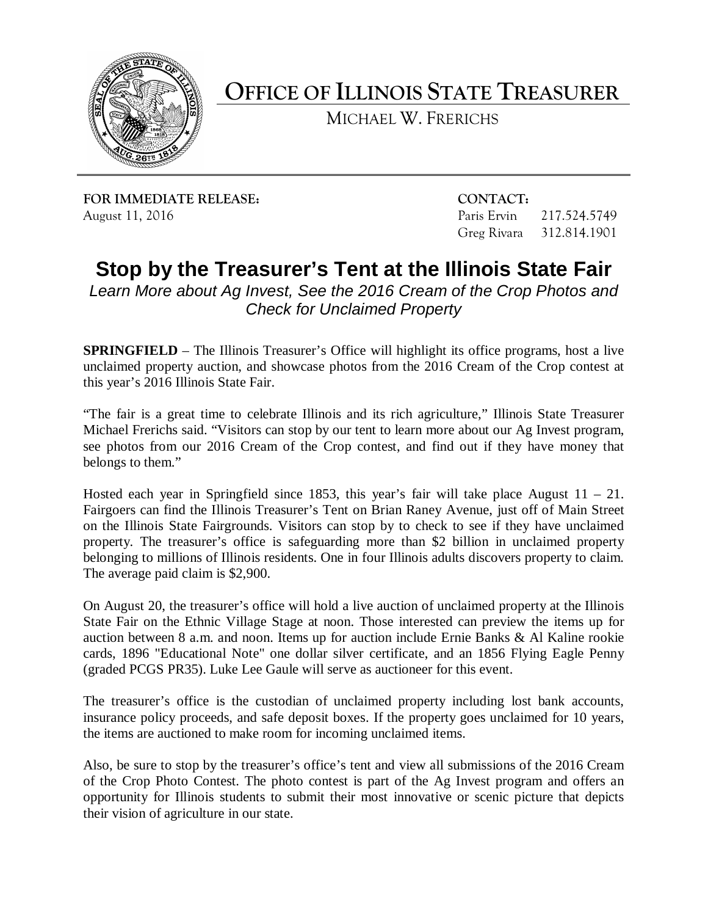# OFFICE OF ILLINOIS STATE TREASURER

MICHAEL W. FRERICHS

**FOR IMMEDIATE RELEASE:**
August 11, 2016

**CONTACT:**
Paris Ervin 217.524.5749
Greg Rivara 312.814.1901

## Stop by the Treasurer's Tent at the Illinois State Fair

*Learn More about Ag Invest, See the 2016 Cream of the Crop Photos and Check for Unclaimed Property*

**SPRINGFIELD** – The Illinois Treasurer's Office will highlight its office programs, host a live unclaimed property auction, and showcase photos from the 2016 Cream of the Crop contest at this year's 2016 Illinois State Fair.

"The fair is a great time to celebrate Illinois and its rich agriculture," Illinois State Treasurer Michael Frerichs said. "Visitors can stop by our tent to learn more about our Ag Invest program, see photos from our 2016 Cream of the Crop contest, and find out if they have money that belongs to them."

Hosted each year in Springfield since 1853, this year's fair will take place August 11 – 21. Fairgoers can find the Illinois Treasurer's Tent on Brian Raney Avenue, just off of Main Street on the Illinois State Fairgrounds. Visitors can stop by to check to see if they have unclaimed property. The treasurer's office is safeguarding more than $2 billion in unclaimed property belonging to millions of Illinois residents. One in four Illinois adults discovers property to claim. The average paid claim is $2,900.

On August 20, the treasurer's office will hold a live auction of unclaimed property at the Illinois State Fair on the Ethnic Village Stage at noon. Those interested can preview the items up for auction between 8 a.m. and noon. Items up for auction include Ernie Banks & Al Kaline rookie cards, 1896 "Educational Note" one dollar silver certificate, and an 1856 Flying Eagle Penny (graded PCGS PR35). Luke Lee Gaule will serve as auctioneer for this event.

The treasurer's office is the custodian of unclaimed property including lost bank accounts, insurance policy proceeds, and safe deposit boxes. If the property goes unclaimed for 10 years, the items are auctioned to make room for incoming unclaimed items.

Also, be sure to stop by the treasurer's office's tent and view all submissions of the 2016 Cream of the Crop Photo Contest. The photo contest is part of the Ag Invest program and offers an opportunity for Illinois students to submit their most innovative or scenic picture that depicts their vision of agriculture in our state.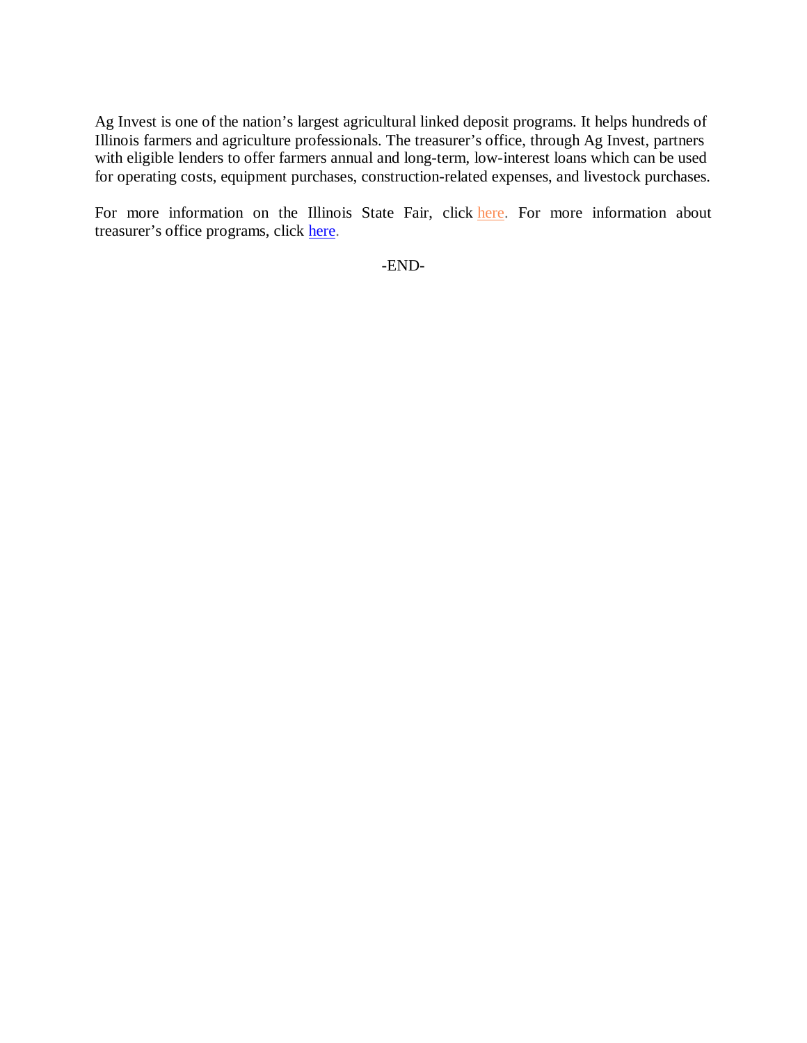Ag Invest is one of the nation's largest agricultural linked deposit programs. It helps hundreds of Illinois farmers and agriculture professionals. The treasurer's office, through Ag Invest, partners with eligible lenders to offer farmers annual and long-term, low-interest loans which can be used for operating costs, equipment purchases, construction-related expenses, and livestock purchases.

For more information on the Illinois State Fair, click here. For more information about treasurer's office programs, click here.

-END-